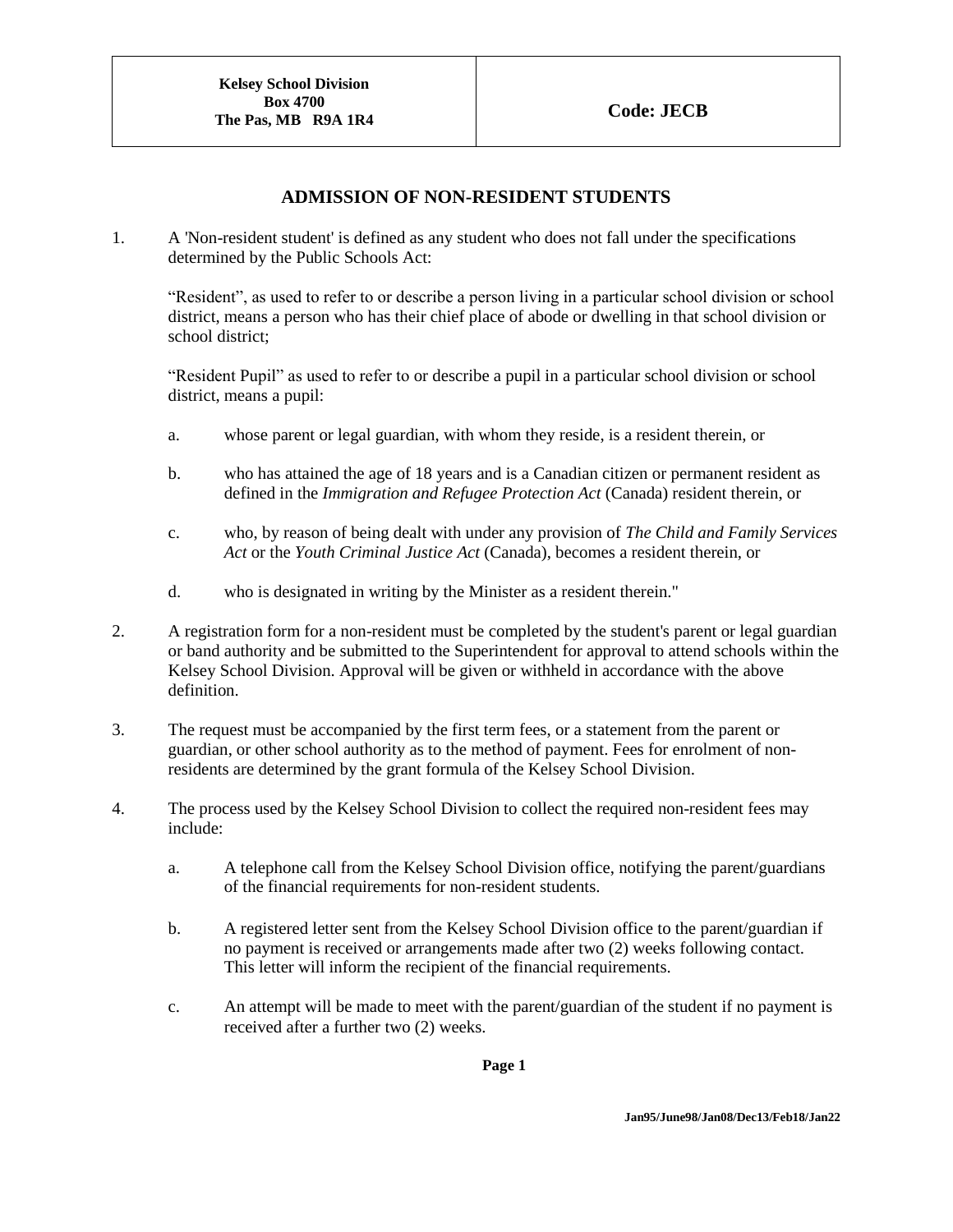| Kelsey School Division<br>Box 4700<br>The Pas, MB R9A 1R4 | Code: JECB |
|---|---|

## ADMISSION OF NON-RESIDENT STUDENTS

1. A 'Non-resident student' is defined as any student who does not fall under the specifications determined by the Public Schools Act:

   "Resident", as used to refer to or describe a person living in a particular school division or school district, means a person who has their chief place of abode or dwelling in that school division or school district;

   "Resident Pupil" as used to refer to or describe a pupil in a particular school division or school district, means a pupil:

   a. whose parent or legal guardian, with whom they reside, is a resident therein, or

   b. who has attained the age of 18 years and is a Canadian citizen or permanent resident as defined in the *Immigration and Refugee Protection Act* (Canada) resident therein, or

   c. who, by reason of being dealt with under any provision of *The Child and Family Services Act* or the *Youth Criminal Justice Act* (Canada), becomes a resident therein, or

   d. who is designated in writing by the Minister as a resident therein."

2. A registration form for a non-resident must be completed by the student's parent or legal guardian or band authority and be submitted to the Superintendent for approval to attend schools within the Kelsey School Division. Approval will be given or withheld in accordance with the above definition.

3. The request must be accompanied by the first term fees, or a statement from the parent or guardian, or other school authority as to the method of payment. Fees for enrolment of non-residents are determined by the grant formula of the Kelsey School Division.

4. The process used by the Kelsey School Division to collect the required non-resident fees may include:

   a. A telephone call from the Kelsey School Division office, notifying the parent/guardians of the financial requirements for non-resident students.

   b. A registered letter sent from the Kelsey School Division office to the parent/guardian if no payment is received or arrangements made after two (2) weeks following contact. This letter will inform the recipient of the financial requirements.

   c. An attempt will be made to meet with the parent/guardian of the student if no payment is received after a further two (2) weeks.

Jan95/June98/Jan08/Dec13/Feb18/Jan22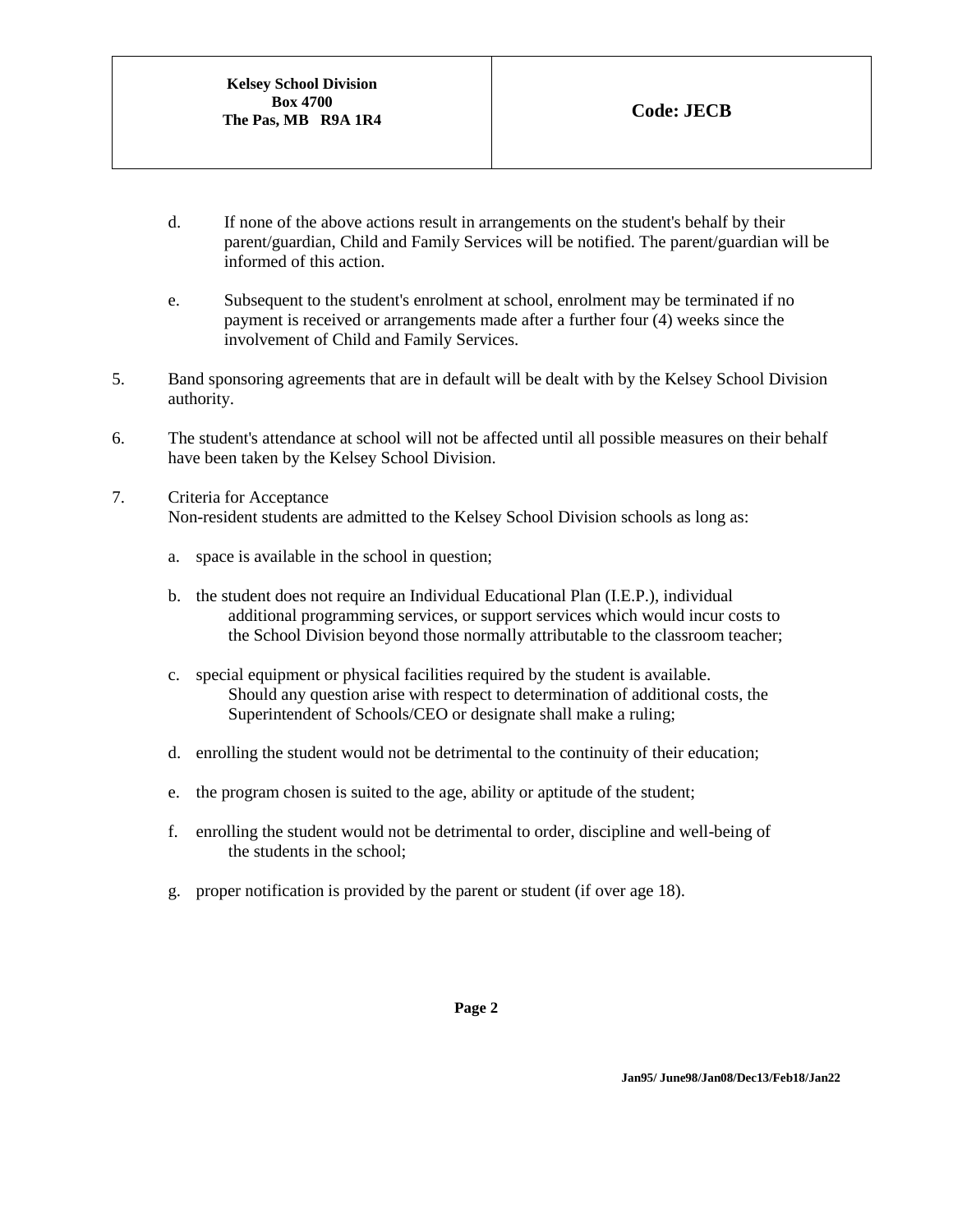d. If none of the above actions result in arrangements on the student's behalf by their parent/guardian, Child and Family Services will be notified. The parent/guardian will be informed of this action.

e. Subsequent to the student's enrolment at school, enrolment may be terminated if no payment is received or arrangements made after a further four (4) weeks since the involvement of Child and Family Services.

5. Band sponsoring agreements that are in default will be dealt with by the Kelsey School Division authority.

6. The student's attendance at school will not be affected until all possible measures on their behalf have been taken by the Kelsey School Division.

7. Criteria for Acceptance
   Non-resident students are admitted to the Kelsey School Division schools as long as:

   a. space is available in the school in question;

   b. the student does not require an Individual Educational Plan (I.E.P.), individual additional programming services, or support services which would incur costs to the School Division beyond those normally attributable to the classroom teacher;

   c. special equipment or physical facilities required by the student is available. Should any question arise with respect to determination of additional costs, the Superintendent of Schools/CEO or designate shall make a ruling;

   d. enrolling the student would not be detrimental to the continuity of their education;

   e. the program chosen is suited to the age, ability or aptitude of the student;

   f. enrolling the student would not be detrimental to order, discipline and well-being of the students in the school;

   g. proper notification is provided by the parent or student (if over age 18).

**Jan95/ June98/Jan08/Dec13/Feb18/Jan22**